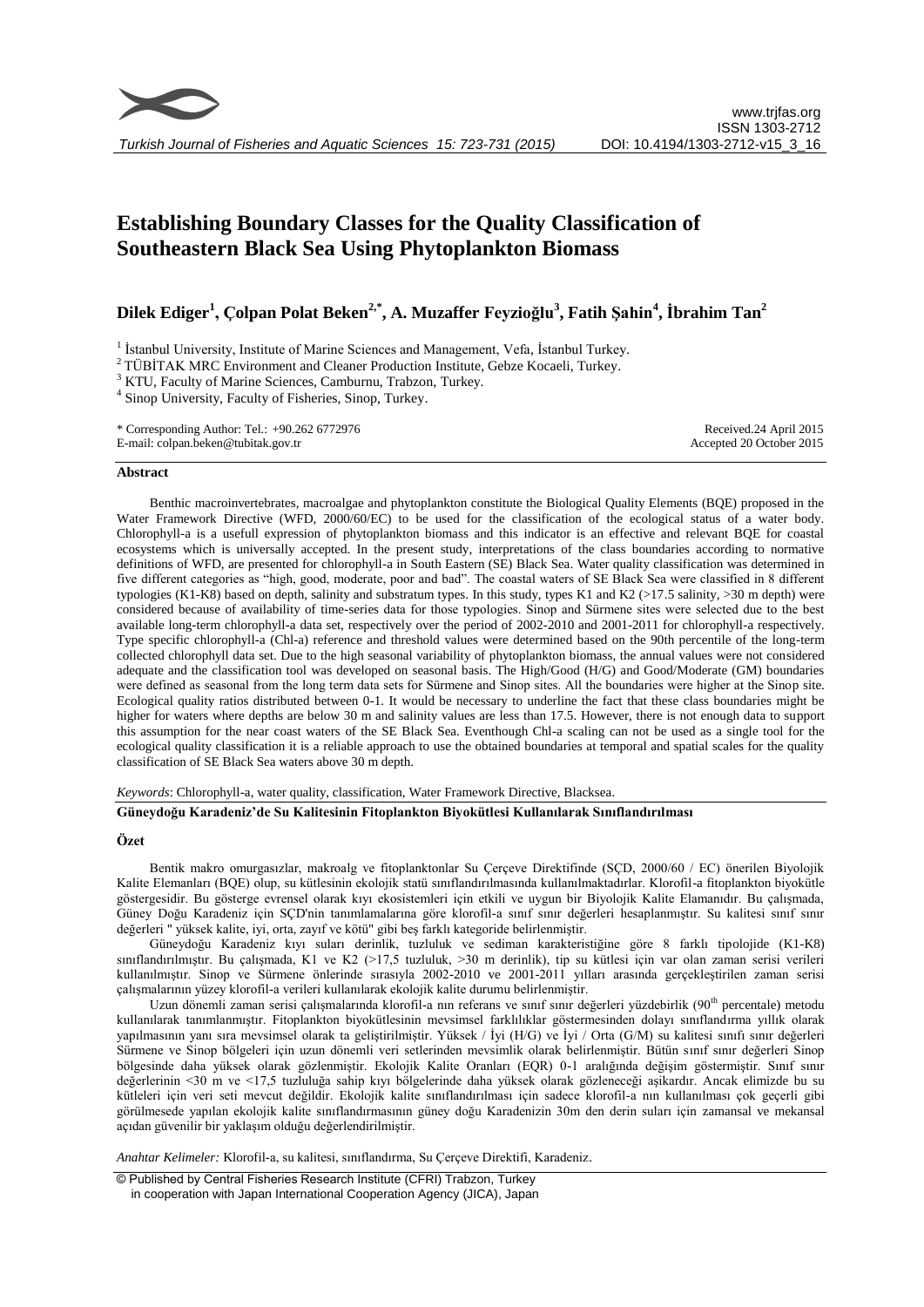# Establishing Boundary Classes for the Quality Classification of Southeastern Black Sea Using Phytoplankton Biomass

**Dilek Ediger[1], Çolpan Polat Beken[2,*], A. Muzaffer Feyzioğlu[3], Fatih Şahin[4], İbrahim Tan[2]**

[1] İstanbul University, Institute of Marine Sciences and Management, Vefa, İstanbul Turkey.
[2] TÜBİTAK MRC Environment and Cleaner Production Institute, Gebze Kocaeli, Turkey.
[3] KTU, Faculty of Marine Sciences, Camburnu, Trabzon, Turkey.
[4] Sinop University, Faculty of Fisheries, Sinop, Turkey.

\* Corresponding Author: Tel.: +90.262 6772976
E-mail: colpan.beken@tubitak.gov.tr

Received.24 April 2015
Accepted 20 October 2015

## Abstract

Benthic macroinvertebrates, macroalgae and phytoplankton constitute the Biological Quality Elements (BQE) proposed in the Water Framework Directive (WFD, 2000/60/EC) to be used for the classification of the ecological status of a water body. Chlorophyll-a is a usefull expression of phytoplankton biomass and this indicator is an effective and relevant BQE for coastal ecosystems which is universally accepted. In the present study, interpretations of the class boundaries according to normative definitions of WFD, are presented for chlorophyll-a in South Eastern (SE) Black Sea. Water quality classification was determined in five different categories as "high, good, moderate, poor and bad". The coastal waters of SE Black Sea were classified in 8 different typologies (K1-K8) based on depth, salinity and substratum types. In this study, types K1 and K2 (>17.5 salinity, >30 m depth) were considered because of availability of time-series data for those typologies. Sinop and Sürmene sites were selected due to the best available long-term chlorophyll-a data set, respectively over the period of 2002-2010 and 2001-2011 for chlorophyll-a respectively. Type specific chlorophyll-a (Chl-a) reference and threshold values were determined based on the 90th percentile of the long-term collected chlorophyll data set. Due to the high seasonal variability of phytoplankton biomass, the annual values were not considered adequate and the classification tool was developed on seasonal basis. The High/Good (H/G) and Good/Moderate (GM) boundaries were defined as seasonal from the long term data sets for Sürmene and Sinop sites. All the boundaries were higher at the Sinop site. Ecological quality ratios distributed between 0-1. It would be necessary to underline the fact that these class boundaries might be higher for waters where depths are below 30 m and salinity values are less than 17.5. However, there is not enough data to support this assumption for the near coast waters of the SE Black Sea. Eventhough Chl-a scaling can not be used as a single tool for the ecological quality classification it is a reliable approach to use the obtained boundaries at temporal and spatial scales for the quality classification of SE Black Sea waters above 30 m depth.

*Keywords*: Chlorophyll-a, water quality, classification, Water Framework Directive, Blacksea.

**Güneydoğu Karadeniz'de Su Kalitesinin Fitoplankton Biyokütlesi Kullanılarak Sınıflandırılması**

## Özet

Bentik makro omurgasızlar, makroalg ve fitoplanktonlar Su Çerçeve Direktifinde (SÇD, 2000/60 / EC) önerilen Biyolojik Kalite Elemanları (BQE) olup, su kütlesinin ekolojik statü sınıflandırılmasında kullanılmaktadırlar. Klorofil-a fitoplankton biyokütle göstergesidir. Bu gösterge evrensel olarak kıyı ekosistemleri için etkili ve uygun bir Biyolojik Kalite Elamanıdır. Bu çalışmada, Güney Doğu Karadeniz için SÇD'nin tanımlamalarına göre klorofil-a sınıf sınır değerleri hesaplanmıştır. Su kalitesi sınıf sınır değerleri " yüksek kalite, iyi, orta, zayıf ve kötü" gibi beş farklı kategoride belirlenmiştir.

Güneydoğu Karadeniz kıyı suları derinlik, tuzluluk ve sediman karakteristiğine göre 8 farklı tipolojide (K1-K8) sınıflandırılmıştır. Bu çalışmada, K1 ve K2 (>17,5 tuzluluk, >30 m derinlik), tip su kütlesi için var olan zaman serisi verileri kullanılmıştır. Sinop ve Sürmene önlerinde sırasıyla 2002-2010 ve 2001-2011 yılları arasında gerçekleştirilen zaman serisi çalışmalarının yüzey klorofil-a verileri kullanılarak ekolojik kalite durumu belirlenmiştir.

Uzun dönemli zaman serisi çalışmalarında klorofil-a nın referans ve sınıf sınır değerleri yüzdebirlik (90th percentale) metodu kullanılarak tanımlanmıştır. Fitoplankton biyokütlesinin mevsimsel farklılıklar göstermesinden dolayı sınıflandırma yıllık olarak yapılmasının yanı sıra mevsimsel olarak ta geliştirilmiştir. Yüksek / İyi (H/G) ve İyi / Orta (G/M) su kalitesi sınıfı sınır değerleri Sürmene ve Sinop bölgeleri için uzun dönemli veri setlerinden mevsimlik olarak belirlenmiştir. Bütün sınıf sınır değerleri Sinop bölgesinde daha yüksek olarak gözlenmiştir. Ekolojik Kalite Oranları (EQR) 0-1 aralığında değişim göstermiştir. Sınıf sınır değerlerinin <30 m ve <17,5 tuzluluğa sahip kıyı bölgelerinde daha yüksek olarak gözleneceği aşikardır. Ancak elimizde bu su kütleleri için veri seti mevcut değildir. Ekolojik kalite sınıflandırılması için sadece klorofil-a nın kullanılması çok geçerli gibi görülmesede yapılan ekolojik kalite sınıflandırmasının güney doğu Karadenizin 30m den derin suları için zamansal ve mekansal açıdan güvenilir bir yaklaşım olduğu değerlendirilmiştir.

*Anahtar Kelimeler:* Klorofil-a, su kalitesi, sınıflandırma, Su Çerçeve Direktifi, Karadeniz.

© Published by Central Fisheries Research Institute (CFRI) Trabzon, Turkey in cooperation with Japan International Cooperation Agency (JICA), Japan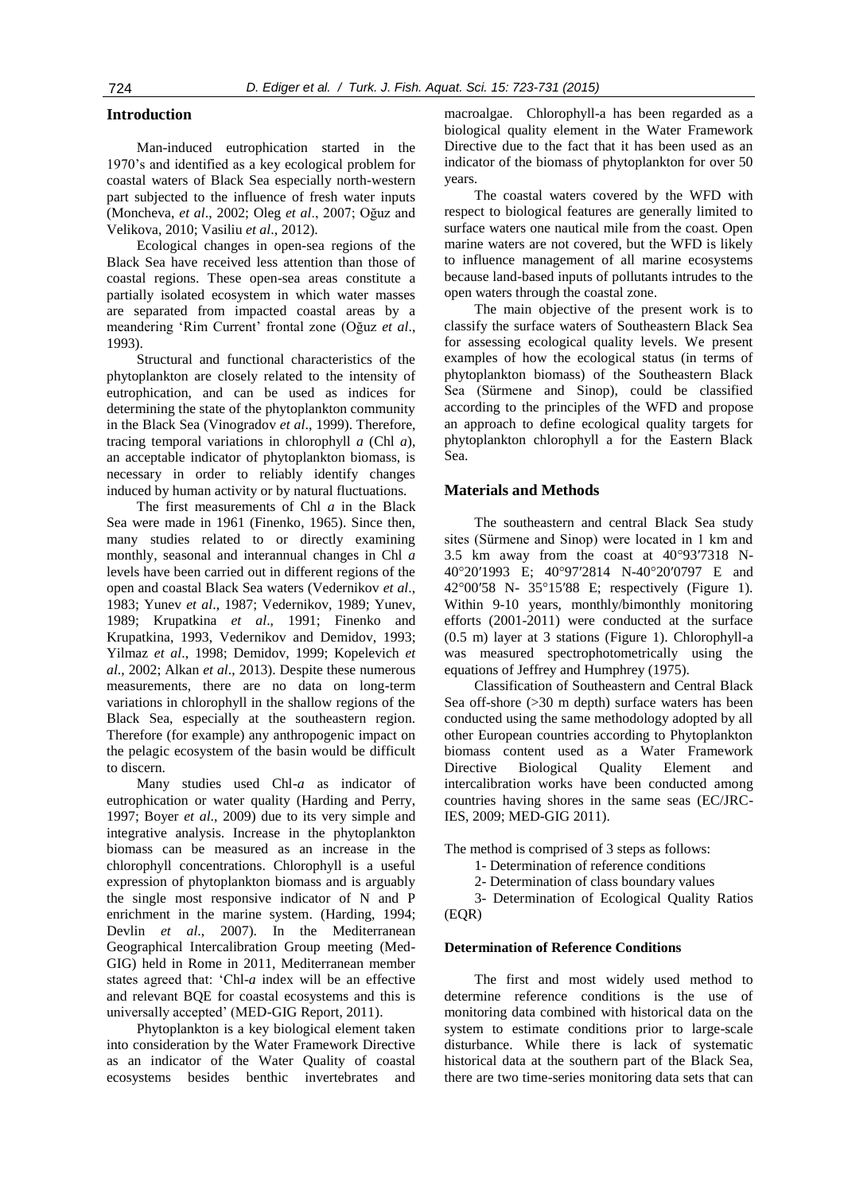## Introduction

Man-induced eutrophication started in the 1970's and identified as a key ecological problem for coastal waters of Black Sea especially north-western part subjected to the influence of fresh water inputs (Moncheva, *et al*., 2002; Oleg *et al*., 2007; Oğuz and Velikova, 2010; Vasiliu *et al*., 2012).

Ecological changes in open-sea regions of the Black Sea have received less attention than those of coastal regions. These open-sea areas constitute a partially isolated ecosystem in which water masses are separated from impacted coastal areas by a meandering 'Rim Current' frontal zone (Oğuz *et al*., 1993).

Structural and functional characteristics of the phytoplankton are closely related to the intensity of eutrophication, and can be used as indices for determining the state of the phytoplankton community in the Black Sea (Vinogradov *et al*., 1999). Therefore, tracing temporal variations in chlorophyll *a* (Chl *a*), an acceptable indicator of phytoplankton biomass, is necessary in order to reliably identify changes induced by human activity or by natural fluctuations.

The first measurements of Chl *a* in the Black Sea were made in 1961 (Finenko, 1965). Since then, many studies related to or directly examining monthly, seasonal and interannual changes in Chl *a* levels have been carried out in different regions of the open and coastal Black Sea waters (Vedernikov *et al*., 1983; Yunev *et al*., 1987; Vedernikov, 1989; Yunev, 1989; Krupatkina *et al*., 1991; Finenko and Krupatkina, 1993, Vedernikov and Demidov, 1993; Yilmaz *et al*., 1998; Demidov, 1999; Kopelevich *et al*., 2002; Alkan *et al*., 2013). Despite these numerous measurements, there are no data on long-term variations in chlorophyll in the shallow regions of the Black Sea, especially at the southeastern region. Therefore (for example) any anthropogenic impact on the pelagic ecosystem of the basin would be difficult to discern.

Many studies used Chl-*a* as indicator of eutrophication or water quality (Harding and Perry, 1997; Boyer *et al*., 2009) due to its very simple and integrative analysis. Increase in the phytoplankton biomass can be measured as an increase in the chlorophyll concentrations. Chlorophyll is a useful expression of phytoplankton biomass and is arguably the single most responsive indicator of N and P enrichment in the marine system. (Harding, 1994; Devlin *et al*., 2007). In the Mediterranean Geographical Intercalibration Group meeting (Med-GIG) held in Rome in 2011, Mediterranean member states agreed that: 'Chl-*a* index will be an effective and relevant BQE for coastal ecosystems and this is universally accepted' (MED-GIG Report, 2011).

Phytoplankton is a key biological element taken into consideration by the Water Framework Directive as an indicator of the Water Quality of coastal ecosystems besides benthic invertebrates and macroalgae. Chlorophyll-a has been regarded as a biological quality element in the Water Framework Directive due to the fact that it has been used as an indicator of the biomass of phytoplankton for over 50 years.

The coastal waters covered by the WFD with respect to biological features are generally limited to surface waters one nautical mile from the coast. Open marine waters are not covered, but the WFD is likely to influence management of all marine ecosystems because land-based inputs of pollutants intrudes to the open waters through the coastal zone.

The main objective of the present work is to classify the surface waters of Southeastern Black Sea for assessing ecological quality levels. We present examples of how the ecological status (in terms of phytoplankton biomass) of the Southeastern Black Sea (Sürmene and Sinop), could be classified according to the principles of the WFD and propose an approach to define ecological quality targets for phytoplankton chlorophyll a for the Eastern Black Sea.

## Materials and Methods

The southeastern and central Black Sea study sites (Sürmene and Sinop) were located in 1 km and 3.5 km away from the coast at 40°93′7318 N-40°20′1993 E; 40°97′2814 N-40°20′0797 E and 42°00′58 N- 35°15′88 E; respectively (Figure 1). Within 9-10 years, monthly/bimonthly monitoring efforts (2001-2011) were conducted at the surface (0.5 m) layer at 3 stations (Figure 1). Chlorophyll-a was measured spectrophotometrically using the equations of Jeffrey and Humphrey (1975).

Classification of Southeastern and Central Black Sea off-shore (>30 m depth) surface waters has been conducted using the same methodology adopted by all other European countries according to Phytoplankton biomass content used as a Water Framework Directive Biological Quality Element and intercalibration works have been conducted among countries having shores in the same seas (EC/JRC-IES, 2009; MED-GIG 2011).

The method is comprised of 3 steps as follows:

1- Determination of reference conditions

2- Determination of class boundary values

3- Determination of Ecological Quality Ratios (EQR)

### Determination of Reference Conditions

The first and most widely used method to determine reference conditions is the use of monitoring data combined with historical data on the system to estimate conditions prior to large-scale disturbance. While there is lack of systematic historical data at the southern part of the Black Sea, there are two time-series monitoring data sets that can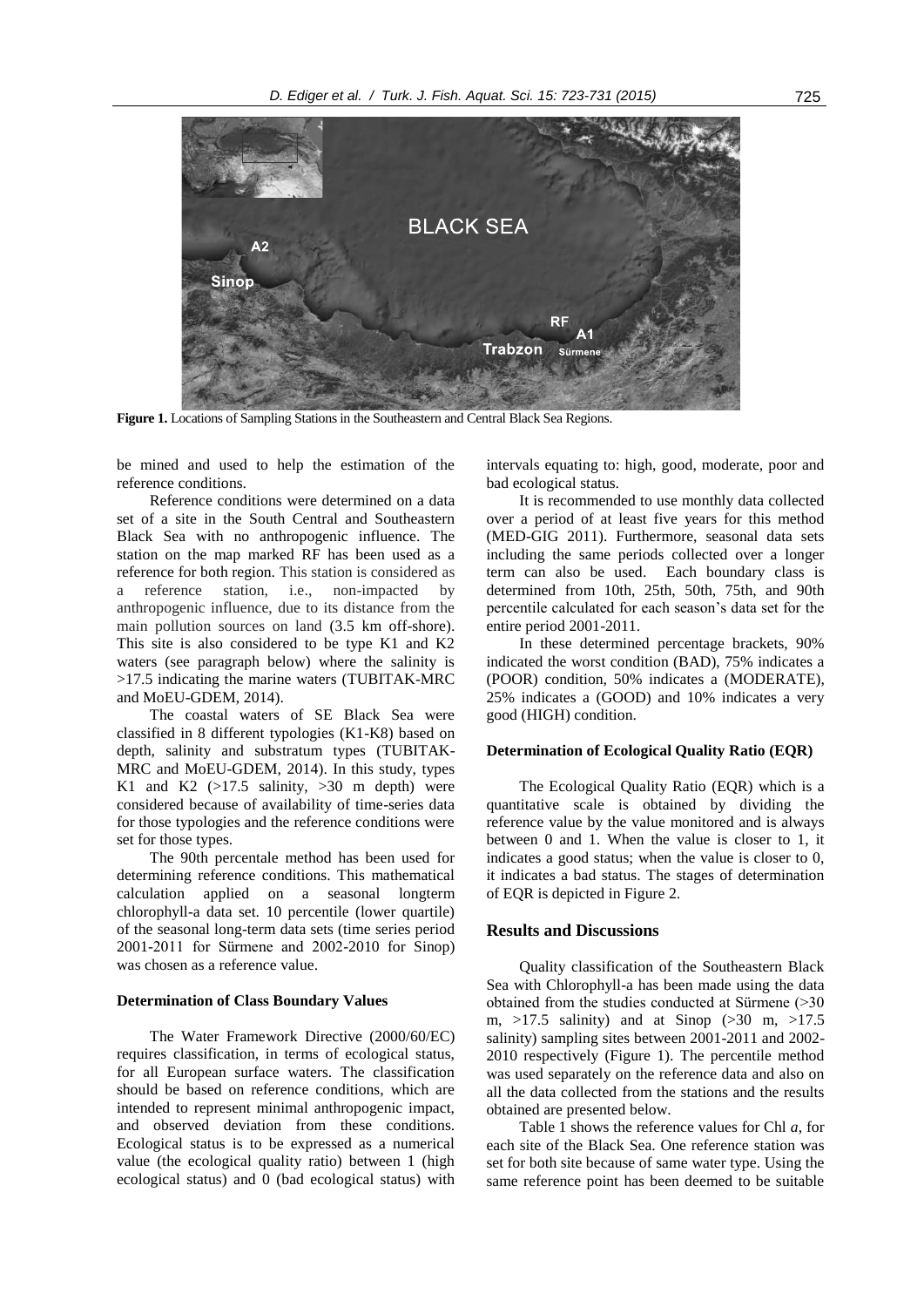BLACK SEA

A2

Sinop

RF

A1

Trabzon

Sürmene

**Figure 1.** Locations of Sampling Stations in the Southeastern and Central Black Sea Regions.

be mined and used to help the estimation of the reference conditions.

Reference conditions were determined on a data set of a site in the South Central and Southeastern Black Sea with no anthropogenic influence. The station on the map marked RF has been used as a reference for both region. This station is considered as a reference station, i.e., non-impacted by anthropogenic influence, due to its distance from the main pollution sources on land (3.5 km off-shore). This site is also considered to be type K1 and K2 waters (see paragraph below) where the salinity is >17.5 indicating the marine waters (TUBITAK-MRC and MoEU-GDEM, 2014).

The coastal waters of SE Black Sea were classified in 8 different typologies (K1-K8) based on depth, salinity and substratum types (TUBITAK-MRC and MoEU-GDEM, 2014). In this study, types K1 and K2 (>17.5 salinity, >30 m depth) were considered because of availability of time-series data for those typologies and the reference conditions were set for those types.

The 90th percentale method has been used for determining reference conditions. This mathematical calculation applied on a seasonal longterm chlorophyll-a data set. 10 percentile (lower quartile) of the seasonal long-term data sets (time series period 2001-2011 for Sürmene and 2002-2010 for Sinop) was chosen as a reference value.

#### Determination of Class Boundary Values

The Water Framework Directive (2000/60/EC) requires classification, in terms of ecological status, for all European surface waters. The classification should be based on reference conditions, which are intended to represent minimal anthropogenic impact, and observed deviation from these conditions. Ecological status is to be expressed as a numerical value (the ecological quality ratio) between 1 (high ecological status) and 0 (bad ecological status) with intervals equating to: high, good, moderate, poor and bad ecological status.

It is recommended to use monthly data collected over a period of at least five years for this method (MED-GIG 2011). Furthermore, seasonal data sets including the same periods collected over a longer term can also be used. Each boundary class is determined from 10th, 25th, 50th, 75th, and 90th percentile calculated for each season's data set for the entire period 2001-2011.

In these determined percentage brackets, 90% indicated the worst condition (BAD), 75% indicates a (POOR) condition, 50% indicates a (MODERATE), 25% indicates a (GOOD) and 10% indicates a very good (HIGH) condition.

#### Determination of Ecological Quality Ratio (EQR)

The Ecological Quality Ratio (EQR) which is a quantitative scale is obtained by dividing the reference value by the value monitored and is always between 0 and 1. When the value is closer to 1, it indicates a good status; when the value is closer to 0, it indicates a bad status. The stages of determination of EQR is depicted in Figure 2.

## Results and Discussions

Quality classification of the Southeastern Black Sea with Chlorophyll-a has been made using the data obtained from the studies conducted at Sürmene (>30 m, >17.5 salinity) and at Sinop (>30 m, >17.5 salinity) sampling sites between 2001-2011 and 2002-2010 respectively (Figure 1). The percentile method was used separately on the reference data and also on all the data collected from the stations and the results obtained are presented below.

Table 1 shows the reference values for Chl *a*, for each site of the Black Sea. One reference station was set for both site because of same water type. Using the same reference point has been deemed to be suitable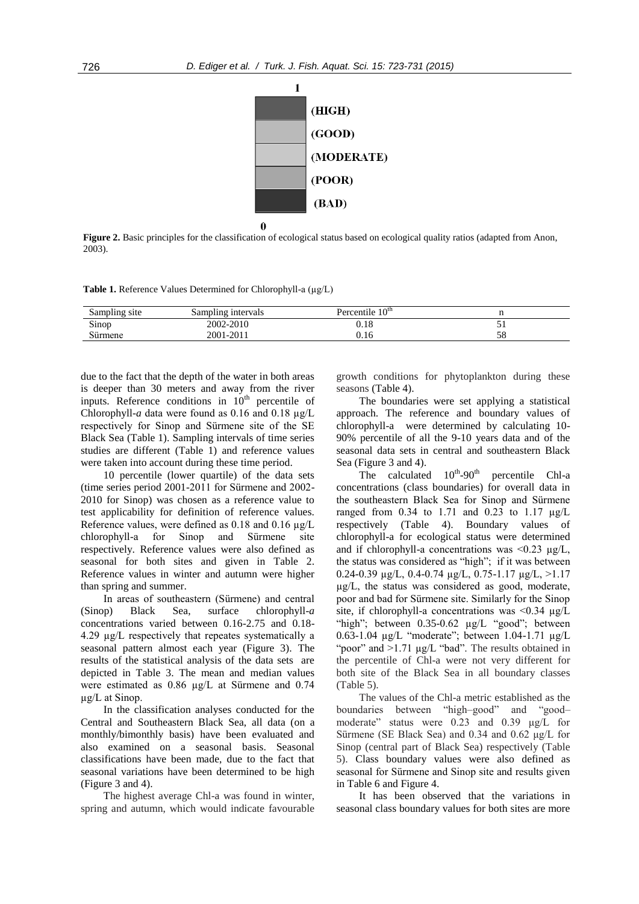1

(HIGH)

(GOOD)

(MODERATE)

(POOR)

(BAD)

0

**Figure 2.** Basic principles for the classification of ecological status based on ecological quality ratios (adapted from Anon, 2003).

**Table 1.** Reference Values Determined for Chlorophyll-a (µg/L)

| Sampling site | Sampling intervals | Percentile $10^{th}$ | n |
|---|---|---|---|
| Sinop | 2002-2010 | 0.18 | 51 |
| Sürmene | 2001-2011 | 0.16 | 58 |

due to the fact that the depth of the water in both areas is deeper than 30 meters and away from the river inputs. Reference conditions in $10^{th}$ percentile of Chlorophyll-*a* data were found as 0.16 and 0.18 µg/L respectively for Sinop and Sürmene site of the SE Black Sea (Table 1). Sampling intervals of time series studies are different (Table 1) and reference values were taken into account during these time period.

10 percentile (lower quartile) of the data sets (time series period 2001-2011 for Sürmene and 2002-2010 for Sinop) was chosen as a reference value to test applicability for definition of reference values. Reference values, were defined as 0.18 and 0.16 µg/L chlorophyll-a for Sinop and Sürmene site respectively. Reference values were also defined as seasonal for both sites and given in Table 2. Reference values in winter and autumn were higher than spring and summer.

In areas of southeastern (Sürmene) and central (Sinop) Black Sea, surface chlorophyll-*a* concentrations varied between 0.16-2.75 and 0.18-4.29 µg/L respectively that repeates systematically a seasonal pattern almost each year (Figure 3). The results of the statistical analysis of the data sets are depicted in Table 3. The mean and median values were estimated as 0.86 µg/L at Sürmene and 0.74 µg/L at Sinop.

In the classification analyses conducted for the Central and Southeastern Black Sea, all data (on a monthly/bimonthly basis) have been evaluated and also examined on a seasonal basis. Seasonal classifications have been made, due to the fact that seasonal variations have been determined to be high (Figure 3 and 4).

The highest average Chl-a was found in winter, spring and autumn, which would indicate favourable growth conditions for phytoplankton during these seasons (Table 4).

The boundaries were set applying a statistical approach. The reference and boundary values of chlorophyll-a were determined by calculating 10-90% percentile of all the 9-10 years data and of the seasonal data sets in central and southeastern Black Sea (Figure 3 and 4).

The calculated $10^{th}$-$90^{th}$ percentile Chl-a concentrations (class boundaries) for overall data in the southeastern Black Sea for Sinop and Sürmene ranged from 0.34 to 1.71 and 0.23 to 1.17 µg/L respectively (Table 4). Boundary values of chlorophyll-a for ecological status were determined and if chlorophyll-a concentrations was <0.23 µg/L, the status was considered as "high"; if it was between 0.24-0.39 µg/L, 0.4-0.74 µg/L, 0.75-1.17 µg/L, >1.17 µg/L, the status was considered as good, moderate, poor and bad for Sürmene site. Similarly for the Sinop site, if chlorophyll-a concentrations was <0.34 µg/L "high"; between 0.35-0.62 µg/L "good"; between 0.63-1.04 µg/L "moderate"; between 1.04-1.71 µg/L "poor" and >1.71 µg/L "bad". The results obtained in the percentile of Chl-a were not very different for both site of the Black Sea in all boundary classes (Table 5).

The values of the Chl-a metric established as the boundaries between "high–good" and "good–moderate" status were 0.23 and 0.39 µg/L for Sürmene (SE Black Sea) and 0.34 and 0.62 µg/L for Sinop (central part of Black Sea) respectively (Table 5). Class boundary values were also defined as seasonal for Sürmene and Sinop site and results given in Table 6 and Figure 4.

It has been observed that the variations in seasonal class boundary values for both sites are more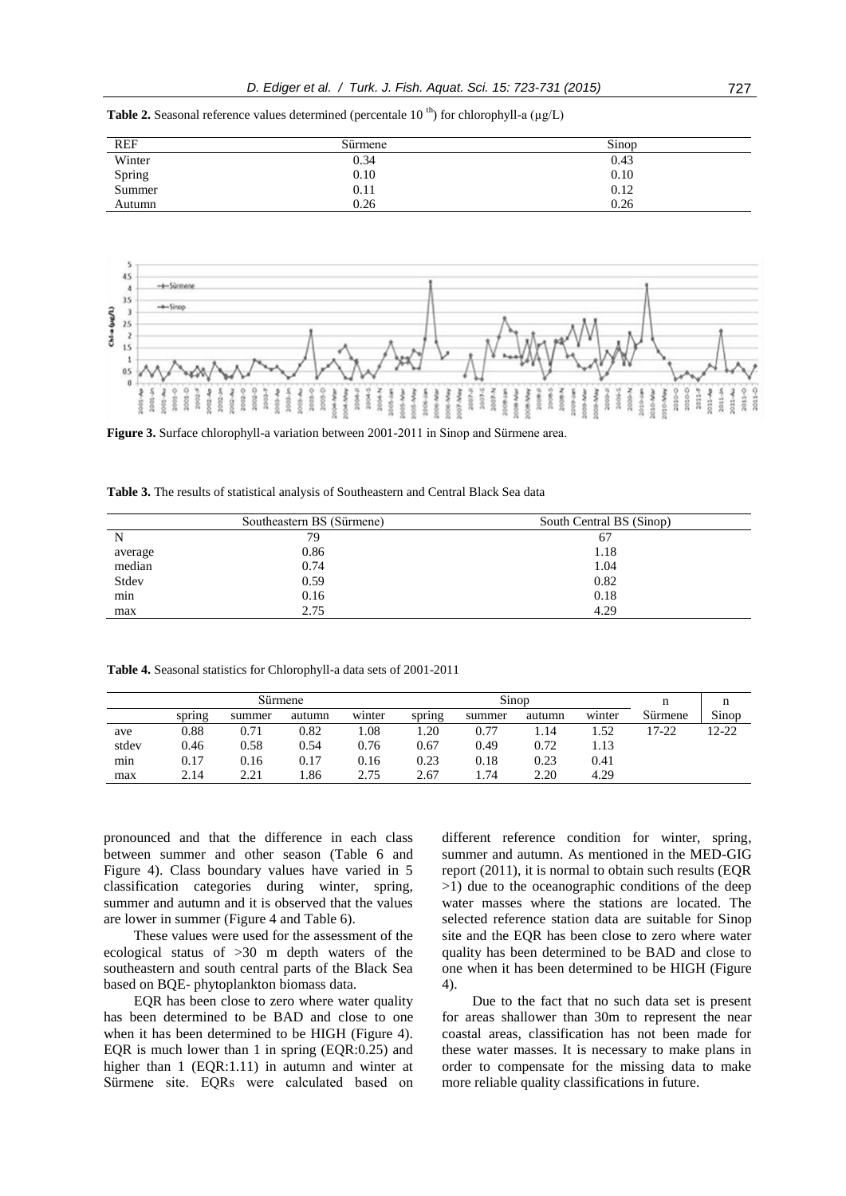**Table 2.** Seasonal reference values determined (percentale 10 th) for chlorophyll-a (μg/L)

| REF | Sürmene | Sinop |
|---|---|---|
| Winter | 0.34 | 0.43 |
| Spring | 0.10 | 0.10 |
| Summer | 0.11 | 0.12 |
| Autumn | 0.26 | 0.26 |

5
4.5
4
3.5
3
2.5
2
1.5
1
0.5
0

Chl-a (μg/L)

Sürmene
Sinop

**Figure 3.** Surface chlorophyll-a variation between 2001-2011 in Sinop and Sürmene area.

**Table 3.** The results of statistical analysis of Southeastern and Central Black Sea data

| | Southeastern BS (Sürmene) | South Central BS (Sinop) |
|---|---|---|
| N | 79 | 67 |
| average | 0.86 | 1.18 |
| median | 0.74 | 1.04 |
| Stdev | 0.59 | 0.82 |
| min | 0.16 | 0.18 |
| max | 2.75 | 4.29 |

**Table 4.** Seasonal statistics for Chlorophyll-a data sets of 2001-2011

| | Sürmene | | | | Sinop | | | | n | n |
|---|---|---|---|---|---|---|---|---|---|---|
| | spring | summer | autumn | winter | spring | summer | autumn | winter | Sürmene | Sinop |
| ave | 0.88 | 0.71 | 0.82 | 1.08 | 1.20 | 0.77 | 1.14 | 1.52 | 17-22 | 12-22 |
| stdev | 0.46 | 0.58 | 0.54 | 0.76 | 0.67 | 0.49 | 0.72 | 1.13 | | |
| min | 0.17 | 0.16 | 0.17 | 0.16 | 0.23 | 0.18 | 0.23 | 0.41 | | |
| max | 2.14 | 2.21 | 1.86 | 2.75 | 2.67 | 1.74 | 2.20 | 4.29 | | |

pronounced and that the difference in each class between summer and other season (Table 6 and Figure 4). Class boundary values have varied in 5 classification categories during winter, spring, summer and autumn and it is observed that the values are lower in summer (Figure 4 and Table 6).

These values were used for the assessment of the ecological status of >30 m depth waters of the southeastern and south central parts of the Black Sea based on BQE- phytoplankton biomass data.

EQR has been close to zero where water quality has been determined to be BAD and close to one when it has been determined to be HIGH (Figure 4). EQR is much lower than 1 in spring (EQR:0.25) and higher than 1 (EQR:1.11) in autumn and winter at Sürmene site. EQRs were calculated based on different reference condition for winter, spring, summer and autumn. As mentioned in the MED-GIG report (2011), it is normal to obtain such results (EQR >1) due to the oceanographic conditions of the deep water masses where the stations are located. The selected reference station data are suitable for Sinop site and the EQR has been close to zero where water quality has been determined to be BAD and close to one when it has been determined to be HIGH (Figure 4).

Due to the fact that no such data set is present for areas shallower than 30m to represent the near coastal areas, classification has not been made for these water masses. It is necessary to make plans in order to compensate for the missing data to make more reliable quality classifications in future.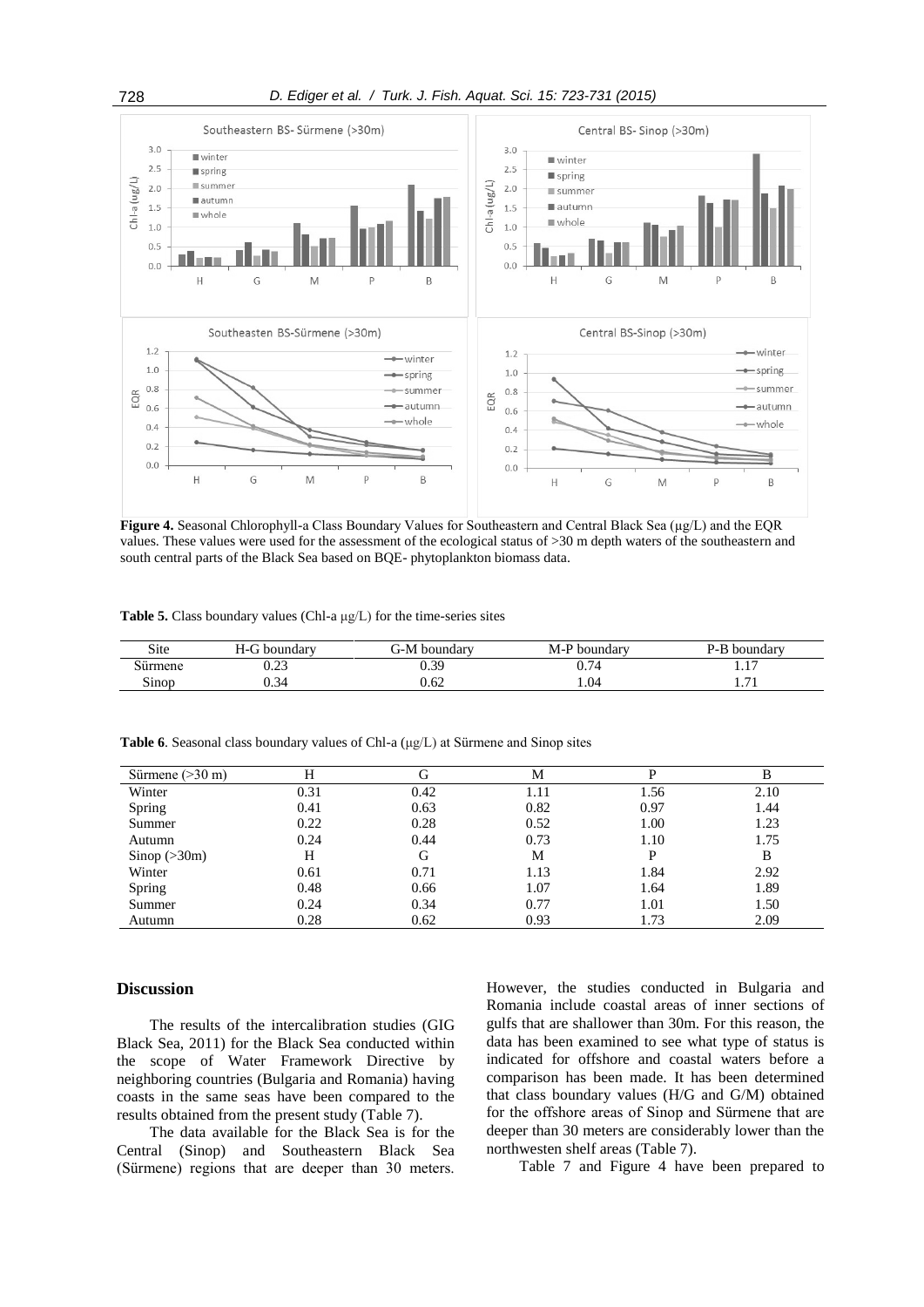Southeastern BS- Sürmene (>30m)

Chl-a (ug/L)

3.0
2.5
2.0
1.5
1.0
0.5
0.0

winter
spring
summer
autumn
whole

H G M P B

Central BS- Sinop (>30m)

Chl-a (ug/L)

3.0
2.5
2.0
1.5
1.0
0.5
0.0

winter
spring
summer
autumn
whole

H G M P B

Southeasten BS-Sürmene (>30m)

EQR

1.2
1.0
0.8
0.6
0.4
0.2
0.0

winter
spring
summer
autumn
whole

H G M P B

Central BS-Sinop (>30m)

EQR

1.2
1.0
0.8
0.6
0.4
0.2
0.0

winter
spring
summer
autumn
whole

H G M P B

**Figure 4.** Seasonal Chlorophyll-a Class Boundary Values for Southeastern and Central Black Sea (µg/L) and the EQR values. These values were used for the assessment of the ecological status of >30 m depth waters of the southeastern and south central parts of the Black Sea based on BQE- phytoplankton biomass data.

**Table 5.** Class boundary values (Chl-a µg/L) for the time-series sites

| Site | H-G boundary | G-M boundary | M-P boundary | P-B boundary |
|---|---|---|---|---|
| Sürmene | 0.23 | 0.39 | 0.74 | 1.17 |
| Sinop | 0.34 | 0.62 | 1.04 | 1.71 |

**Table 6**. Seasonal class boundary values of Chl-a (µg/L) at Sürmene and Sinop sites

| Sürmene (>30 m) | H | G | M | P | B |
|---|---|---|---|---|---|
| Winter | 0.31 | 0.42 | 1.11 | 1.56 | 2.10 |
| Spring | 0.41 | 0.63 | 0.82 | 0.97 | 1.44 |
| Summer | 0.22 | 0.28 | 0.52 | 1.00 | 1.23 |
| Autumn | 0.24 | 0.44 | 0.73 | 1.10 | 1.75 |
| Sinop (>30m) | H | G | M | P | B |
| Winter | 0.61 | 0.71 | 1.13 | 1.84 | 2.92 |
| Spring | 0.48 | 0.66 | 1.07 | 1.64 | 1.89 |
| Summer | 0.24 | 0.34 | 0.77 | 1.01 | 1.50 |
| Autumn | 0.28 | 0.62 | 0.93 | 1.73 | 2.09 |

## Discussion

The results of the intercalibration studies (GIG Black Sea, 2011) for the Black Sea conducted within the scope of Water Framework Directive by neighboring countries (Bulgaria and Romania) having coasts in the same seas have been compared to the results obtained from the present study (Table 7).

The data available for the Black Sea is for the Central (Sinop) and Southeastern Black Sea (Sürmene) regions that are deeper than 30 meters. However, the studies conducted in Bulgaria and Romania include coastal areas of inner sections of gulfs that are shallower than 30m. For this reason, the data has been examined to see what type of status is indicated for offshore and coastal waters before a comparison has been made. It has been determined that class boundary values (H/G and G/M) obtained for the offshore areas of Sinop and Sürmene that are deeper than 30 meters are considerably lower than the northwesten shelf areas (Table 7).

Table 7 and Figure 4 have been prepared to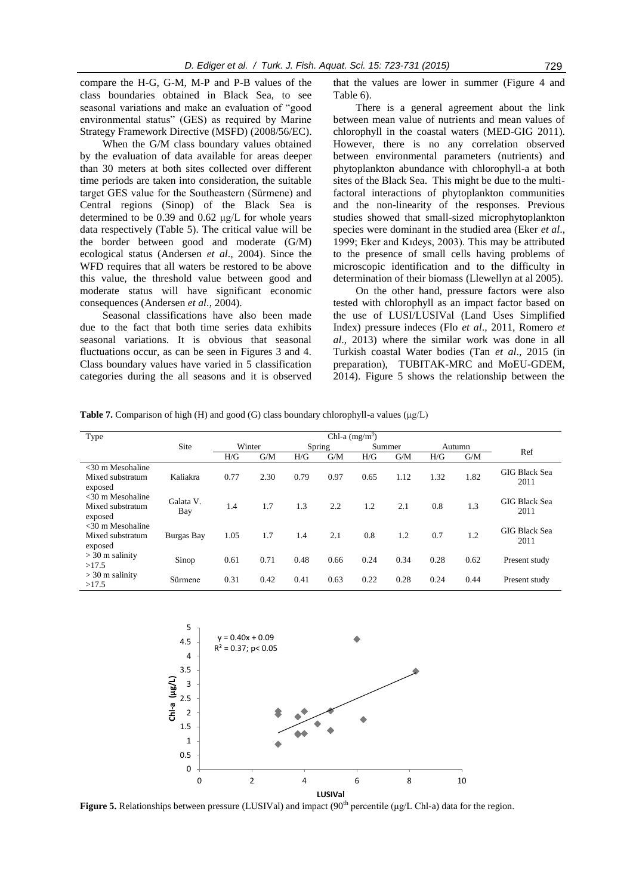compare the H-G, G-M, M-P and P-B values of the class boundaries obtained in Black Sea, to see seasonal variations and make an evaluation of "good environmental status" (GES) as required by Marine Strategy Framework Directive (MSFD) (2008/56/EC).

When the G/M class boundary values obtained by the evaluation of data available for areas deeper than 30 meters at both sites collected over different time periods are taken into consideration, the suitable target GES value for the Southeastern (Sürmene) and Central regions (Sinop) of the Black Sea is determined to be 0.39 and 0.62 μg/L for whole years data respectively (Table 5). The critical value will be the border between good and moderate (G/M) ecological status (Andersen *et al*., 2004). Since the WFD requires that all waters be restored to be above this value, the threshold value between good and moderate status will have significant economic consequences (Andersen *et al*., 2004).

Seasonal classifications have also been made due to the fact that both time series data exhibits seasonal variations. It is obvious that seasonal fluctuations occur, as can be seen in Figures 3 and 4. Class boundary values have varied in 5 classification categories during the all seasons and it is observed that the values are lower in summer (Figure 4 and Table 6).

There is a general agreement about the link between mean value of nutrients and mean values of chlorophyll in the coastal waters (MED-GIG 2011). However, there is no any correlation observed between environmental parameters (nutrients) and phytoplankton abundance with chlorophyll-a at both sites of the Black Sea. This might be due to the multi-factoral interactions of phytoplankton communities and the non-linearity of the responses. Previous studies showed that small-sized microphytoplankton species were dominant in the studied area (Eker *et al*., 1999; Eker and Kıdeys, 2003). This may be attributed to the presence of small cells having problems of microscopic identification and to the difficulty in determination of their biomass (Llewellyn at al 2005).

On the other hand, pressure factors were also tested with chlorophyll as an impact factor based on the use of LUSI/LUSIVal (Land Uses Simplified Index) pressure indeces (Flo *et al*., 2011, Romero *et al*., 2013) where the similar work was done in all Turkish coastal Water bodies (Tan *et al*., 2015 (in preparation), TUBITAK-MRC and MoEU-GDEM, 2014). Figure 5 shows the relationship between the

**Table 7.** Comparison of high (H) and good (G) class boundary chlorophyll-a values (μg/L)

| Type | Site | Chl-a ($mg/m^3$) | | | | | | | | Ref |
|---|---|---|---|---|---|---|---|---|---|---|
| | | Winter | | Spring | | Summer | | Autumn | | |
| | | H/G | G/M | H/G | G/M | H/G | G/M | H/G | G/M | |
| <30 m Mesohaline Mixed substratum exposed | Kaliakra | 0.77 | 2.30 | 0.79 | 0.97 | 0.65 | 1.12 | 1.32 | 1.82 | GIG Black Sea 2011 |
| <30 m Mesohaline Mixed substratum exposed | Galata V. Bay | 1.4 | 1.7 | 1.3 | 2.2 | 1.2 | 2.1 | 0.8 | 1.3 | GIG Black Sea 2011 |
| <30 m Mesohaline Mixed substratum exposed | Burgas Bay | 1.05 | 1.7 | 1.4 | 2.1 | 0.8 | 1.2 | 0.7 | 1.2 | GIG Black Sea 2011 |
| > 30 m salinity >17.5 | Sinop | 0.61 | 0.71 | 0.48 | 0.66 | 0.24 | 0.34 | 0.28 | 0.62 | Present study |
| > 30 m salinity >17.5 | Sürmene | 0.31 | 0.42 | 0.41 | 0.63 | 0.22 | 0.28 | 0.24 | 0.44 | Present study |

$y = 0.40x + 0.09$
$R^2 = 0.37$; $p < 0.05$

Chl-a (μg/L)

LUSIVal

**Figure 5.** Relationships between pressure (LUSIVal) and impact (90[th] percentile (μg/L Chl-a) data for the region.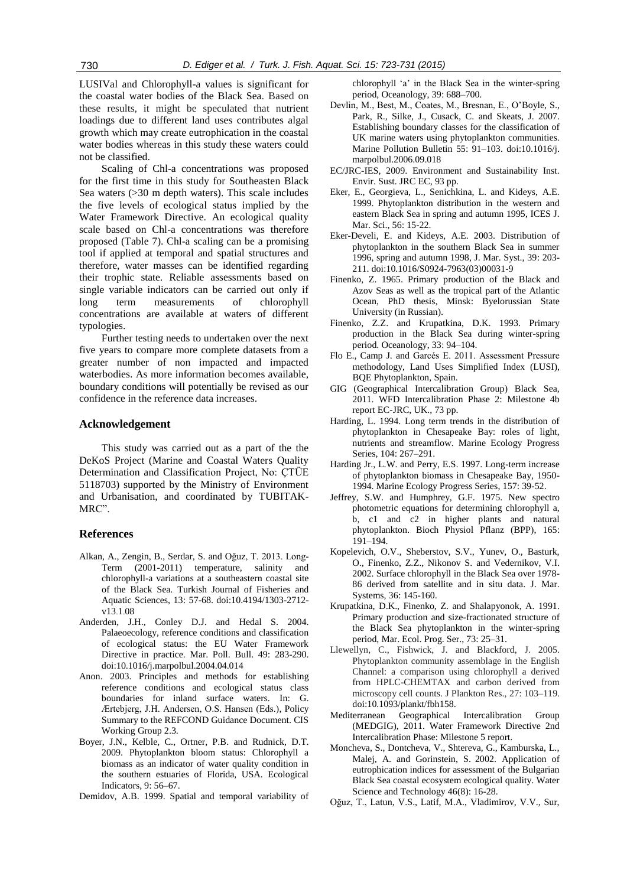LUSIVal and Chlorophyll-a values is significant for the coastal water bodies of the Black Sea. Based on these results, it might be speculated that nutrient loadings due to different land uses contributes algal growth which may create eutrophication in the coastal water bodies whereas in this study these waters could not be classified.

Scaling of Chl-a concentrations was proposed for the first time in this study for Southeasten Black Sea waters (>30 m depth waters). This scale includes the five levels of ecological status implied by the Water Framework Directive. An ecological quality scale based on Chl-a concentrations was therefore proposed (Table 7). Chl-a scaling can be a promising tool if applied at temporal and spatial structures and therefore, water masses can be identified regarding their trophic state. Reliable assessments based on single variable indicators can be carried out only if long term measurements of chlorophyll concentrations are available at waters of different typologies.

Further testing needs to undertaken over the next five years to compare more complete datasets from a greater number of non impacted and impacted waterbodies. As more information becomes available, boundary conditions will potentially be revised as our confidence in the reference data increases.

## Acknowledgement

This study was carried out as a part of the the DeKoS Project (Marine and Coastal Waters Quality Determination and Classification Project, No: ÇTÜE 5118703) supported by the Ministry of Environment and Urbanisation, and coordinated by TUBITAK-MRC".

## References

Alkan, A., Zengin, B., Serdar, S. and Oğuz, T. 2013. Long-Term (2001-2011) temperature, salinity and chlorophyll-a variations at a southeastern coastal site of the Black Sea. Turkish Journal of Fisheries and Aquatic Sciences, 13: 57-68. doi:10.4194/1303-2712-v13.1.08

Anderden, J.H., Conley D.J. and Hedal S. 2004. Palaeoecology, reference conditions and classification of ecological status: the EU Water Framework Directive in practice. Mar. Poll. Bull. 49: 283-290. doi:10.1016/j.marpolbul.2004.04.014

Anon. 2003. Principles and methods for establishing reference conditions and ecological status class boundaries for inland surface waters. In: G. Ærtebjerg, J.H. Andersen, O.S. Hansen (Eds.), Policy Summary to the REFCOND Guidance Document. CIS Working Group 2.3.

Boyer, J.N., Kelble, C., Ortner, P.B. and Rudnick, D.T. 2009. Phytoplankton bloom status: Chlorophyll a biomass as an indicator of water quality condition in the southern estuaries of Florida, USA. Ecological Indicators, 9: 56–67.

Demidov, A.B. 1999. Spatial and temporal variability of chlorophyll 'a' in the Black Sea in the winter-spring period, Oceanology, 39: 688–700.

Devlin, M., Best, M., Coates, M., Bresnan, E., O'Boyle, S., Park, R., Silke, J., Cusack, C. and Skeats, J. 2007. Establishing boundary classes for the classification of UK marine waters using phytoplankton communities. Marine Pollution Bulletin 55: 91–103. doi:10.1016/j.marpolbul.2006.09.018

EC/JRC-IES, 2009. Environment and Sustainability Inst. Envir. Sust. JRC EC, 93 pp.

Eker, E., Georgieva, L., Senichkina, L. and Kideys, A.E. 1999. Phytoplankton distribution in the western and eastern Black Sea in spring and autumn 1995, ICES J. Mar. Sci., 56: 15-22.

Eker-Develi, E. and Kideys, A.E. 2003. Distribution of phytoplankton in the southern Black Sea in summer 1996, spring and autumn 1998, J. Mar. Syst., 39: 203-211. doi:10.1016/S0924-7963(03)00031-9

Finenko, Z. 1965. Primary production of the Black and Azov Seas as well as the tropical part of the Atlantic Ocean, PhD thesis, Minsk: Byelorussian State University (in Russian).

Finenko, Z.Z. and Krupatkina, D.K. 1993. Primary production in the Black Sea during winter-spring period. Oceanology, 33: 94–104.

Flo E., Camp J. and Garcés E. 2011. Assessment Pressure methodology, Land Uses Simplified Index (LUSI), BQE Phytoplankton, Spain.

GIG (Geographical Intercalibration Group) Black Sea, 2011. WFD Intercalibration Phase 2: Milestone 4b report EC-JRC, UK., 73 pp.

Harding, L. 1994. Long term trends in the distribution of phytoplankton in Chesapeake Bay: roles of light, nutrients and streamflow. Marine Ecology Progress Series, 104: 267–291.

Harding Jr., L.W. and Perry, E.S. 1997. Long-term increase of phytoplankton biomass in Chesapeake Bay, 1950-1994. Marine Ecology Progress Series, 157: 39-52.

Jeffrey, S.W. and Humphrey, G.F. 1975. New spectro photometric equations for determining chlorophyll a, b, c1 and c2 in higher plants and natural phytoplankton. Bioch Physiol Pflanz (BPP), 165: 191–194.

Kopelevich, O.V., Sheberstov, S.V., Yunev, O., Basturk, O., Finenko, Z.Z., Nikonov S. and Vedernikov, V.I. 2002. Surface chlorophyll in the Black Sea over 1978-86 derived from satellite and in situ data. J. Mar. Systems, 36: 145-160.

Krupatkina, D.K., Finenko, Z. and Shalapyonok, A. 1991. Primary production and size-fractionated structure of the Black Sea phytoplankton in the winter-spring period, Mar. Ecol. Prog. Ser., 73: 25–31.

Llewellyn, C., Fishwick, J. and Blackford, J. 2005. Phytoplankton community assemblage in the English Channel: a comparison using chlorophyll a derived from HPLC-CHEMTAX and carbon derived from microscopy cell counts. J Plankton Res., 27: 103–119. doi:10.1093/plankt/fbh158.

Mediterranean Geographical Intercalibration Group (MEDGIG), 2011. Water Framework Directive 2nd Intercalibration Phase: Milestone 5 report.

Moncheva, S., Dontcheva, V., Shtereva, G., Kamburska, L., Malej, A. and Gorinstein, S. 2002. Application of eutrophication indices for assessment of the Bulgarian Black Sea coastal ecosystem ecological quality. Water Science and Technology 46(8): 16-28.

Oğuz, T., Latun, V.S., Latif, M.A., Vladimirov, V.V., Sur,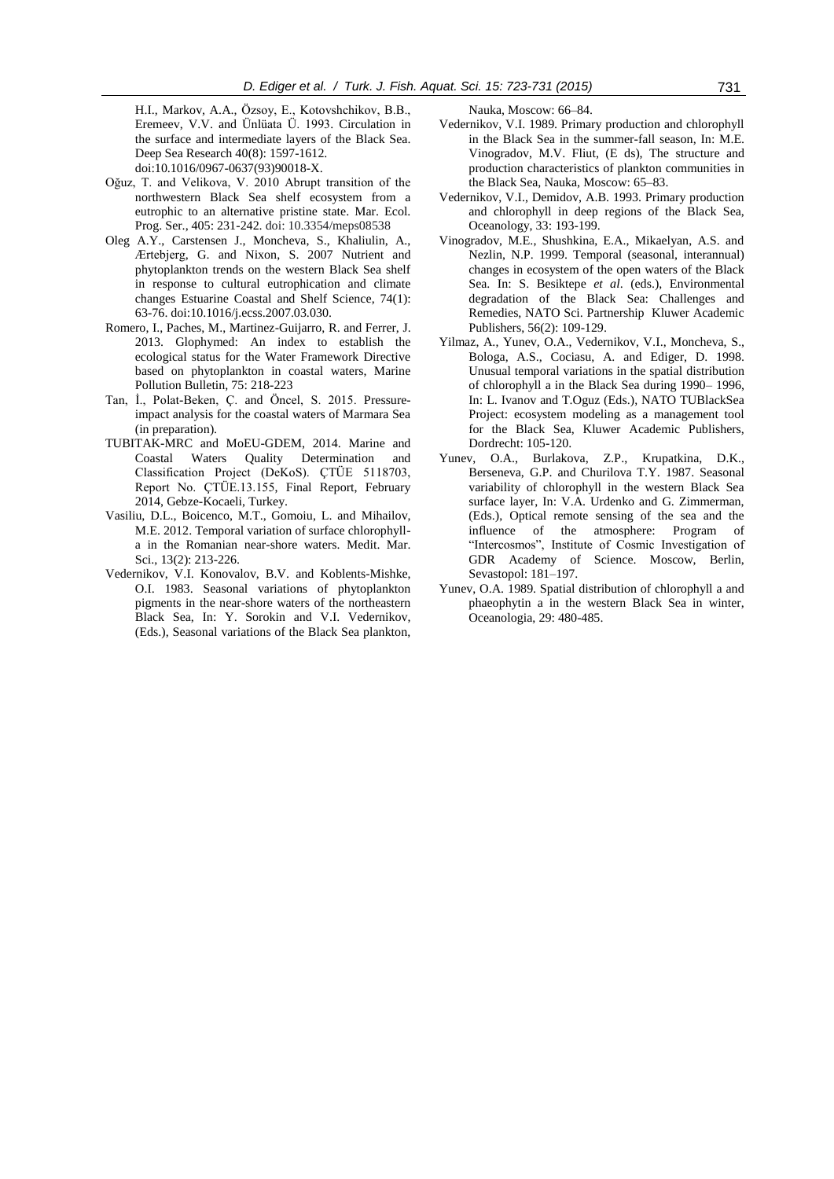H.I., Markov, A.A., Özsoy, E., Kotovshchikov, B.B., Eremeev, V.V. and Ünlüata Ü. 1993. Circulation in the surface and intermediate layers of the Black Sea. Deep Sea Research 40(8): 1597-1612. doi:10.1016/0967-0637(93)90018-X.

Oğuz, T. and Velikova, V. 2010 Abrupt transition of the northwestern Black Sea shelf ecosystem from a eutrophic to an alternative pristine state. Mar. Ecol. Prog. Ser., 405: 231-242. doi: 10.3354/meps08538

Oleg A.Y., Carstensen J., Moncheva, S., Khaliulin, A., Ærtebjerg, G. and Nixon, S. 2007 Nutrient and phytoplankton trends on the western Black Sea shelf in response to cultural eutrophication and climate changes Estuarine Coastal and Shelf Science, 74(1): 63-76. doi:10.1016/j.ecss.2007.03.030.

Romero, I., Paches, M., Martinez-Guijarro, R. and Ferrer, J. 2013. Glophymed: An index to establish the ecological status for the Water Framework Directive based on phytoplankton in coastal waters, Marine Pollution Bulletin, 75: 218-223

Tan, İ., Polat-Beken, Ç. and Öncel, S. 2015. Pressure-impact analysis for the coastal waters of Marmara Sea (in preparation).

TUBITAK-MRC and MoEU-GDEM, 2014. Marine and Coastal Waters Quality Determination and Classification Project (DeKoS). ÇTÜE 5118703, Report No. ÇTÜE.13.155, Final Report, February 2014, Gebze-Kocaeli, Turkey.

Vasiliu, D.L., Boicenco, M.T., Gomoiu, L. and Mihailov, M.E. 2012. Temporal variation of surface chlorophyll-a in the Romanian near-shore waters. Medit. Mar. Sci., 13(2): 213-226.

Vedernikov, V.I. Konovalov, B.V. and Koblents-Mishke, O.I. 1983. Seasonal variations of phytoplankton pigments in the near-shore waters of the northeastern Black Sea, In: Y. Sorokin and V.I. Vedernikov, (Eds.), Seasonal variations of the Black Sea plankton, Nauka, Moscow: 66–84.

Vedernikov, V.I. 1989. Primary production and chlorophyll in the Black Sea in the summer-fall season, In: M.E. Vinogradov, M.V. Fliut, (E ds), The structure and production characteristics of plankton communities in the Black Sea, Nauka, Moscow: 65–83.

Vedernikov, V.I., Demidov, A.B. 1993. Primary production and chlorophyll in deep regions of the Black Sea, Oceanology, 33: 193-199.

Vinogradov, M.E., Shushkina, E.A., Mikaelyan, A.S. and Nezlin, N.P. 1999. Temporal (seasonal, interannual) changes in ecosystem of the open waters of the Black Sea. In: S. Besiktepe *et al*. (eds.), Environmental degradation of the Black Sea: Challenges and Remedies, NATO Sci. Partnership Kluwer Academic Publishers, 56(2): 109-129.

Yilmaz, A., Yunev, O.A., Vedernikov, V.I., Moncheva, S., Bologa, A.S., Cociasu, A. and Ediger, D. 1998. Unusual temporal variations in the spatial distribution of chlorophyll a in the Black Sea during 1990– 1996, In: L. Ivanov and T.Oguz (Eds.), NATO TUBlackSea Project: ecosystem modeling as a management tool for the Black Sea, Kluwer Academic Publishers, Dordrecht: 105-120.

Yunev, O.A., Burlakova, Z.P., Krupatkina, D.K., Berseneva, G.P. and Churilova T.Y. 1987. Seasonal variability of chlorophyll in the western Black Sea surface layer, In: V.A. Urdenko and G. Zimmerman, (Eds.), Optical remote sensing of the sea and the influence of the atmosphere: Program of "Intercosmos", Institute of Cosmic Investigation of GDR Academy of Science. Moscow, Berlin, Sevastopol: 181–197.

Yunev, O.A. 1989. Spatial distribution of chlorophyll a and phaeophytin a in the western Black Sea in winter, Oceanologia, 29: 480-485.